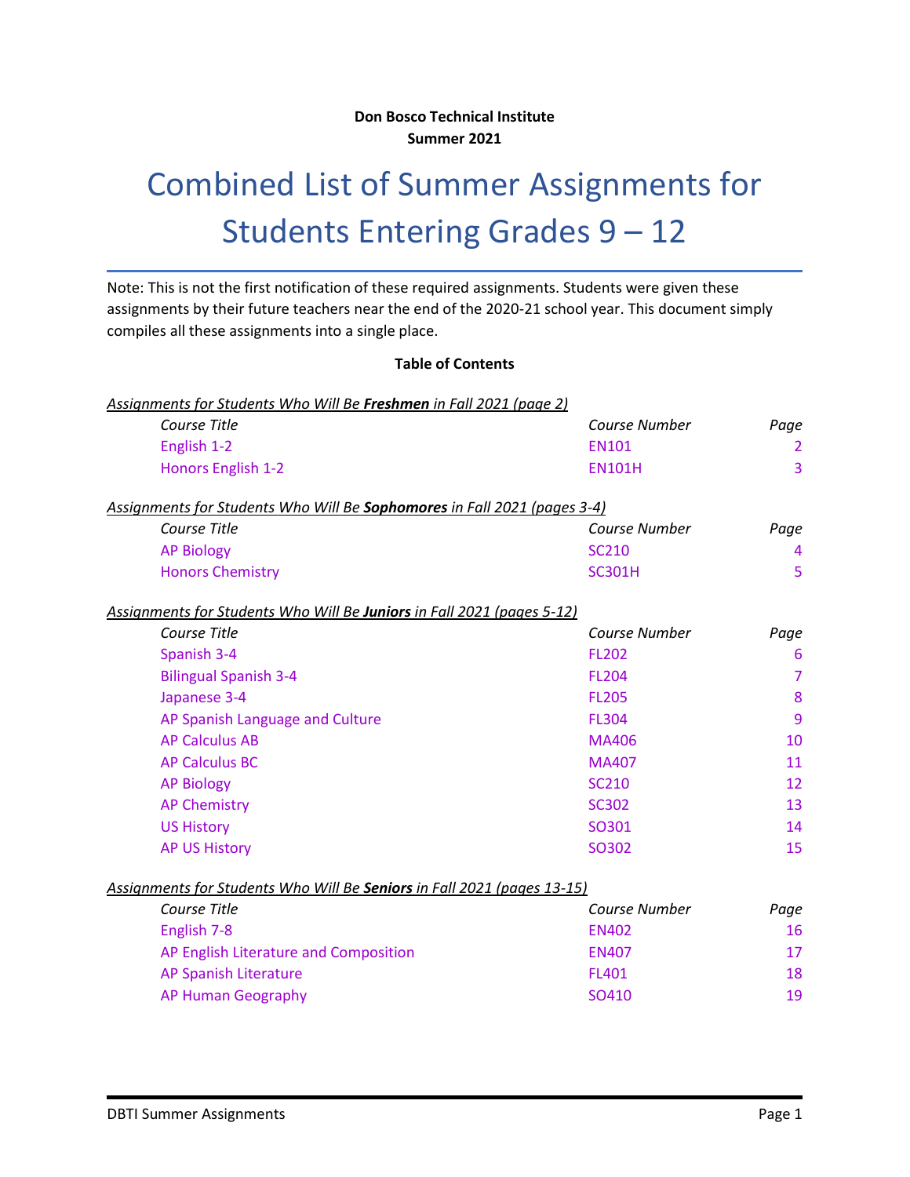**Don Bosco Technical Institute**
**Summer 2021**

# Combined List of Summer Assignments for Students Entering Grades 9 – 12

Note: This is not the first notification of these required assignments. Students were given these assignments by their future teachers near the end of the 2020-21 school year. This document simply compiles all these assignments into a single place.

**Table of Contents**

*Assignments for Students Who Will Be **Freshmen** in Fall 2021 (page 2)*

| *Course Title* | *Course Number* | *Page* |
|---|---|---|
| English 1-2 | EN101 | 2 |
| Honors English 1-2 | EN101H | 3 |

*Assignments for Students Who Will Be **Sophomores** in Fall 2021 (pages 3-4)*

| *Course Title* | *Course Number* | *Page* |
|---|---|---|
| AP Biology | SC210 | 4 |
| Honors Chemistry | SC301H | 5 |

*Assignments for Students Who Will Be **Juniors** in Fall 2021 (pages 5-12)*

| *Course Title* | *Course Number* | *Page* |
|---|---|---|
| Spanish 3-4 | FL202 | 6 |
| Bilingual Spanish 3-4 | FL204 | 7 |
| Japanese 3-4 | FL205 | 8 |
| AP Spanish Language and Culture | FL304 | 9 |
| AP Calculus AB | MA406 | 10 |
| AP Calculus BC | MA407 | 11 |
| AP Biology | SC210 | 12 |
| AP Chemistry | SC302 | 13 |
| US History | SO301 | 14 |
| AP US History | SO302 | 15 |

*Assignments for Students Who Will Be **Seniors** in Fall 2021 (pages 13-15)*

| *Course Title* | *Course Number* | *Page* |
|---|---|---|
| English 7-8 | EN402 | 16 |
| AP English Literature and Composition | EN407 | 17 |
| AP Spanish Literature | FL401 | 18 |
| AP Human Geography | SO410 | 19 |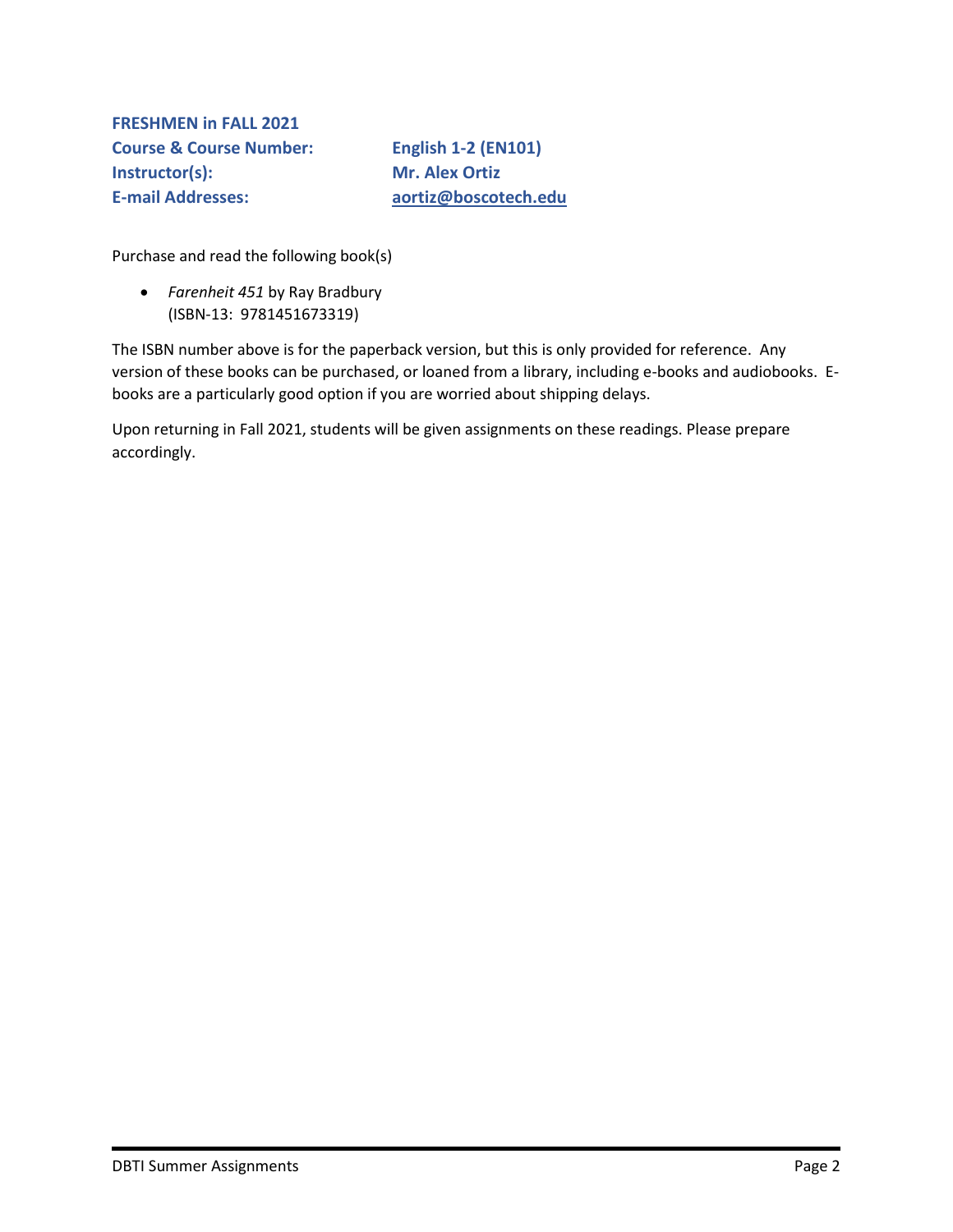**FRESHMEN in FALL 2021**

| | |
|---|---|
| **Course & Course Number:** | **English 1-2 (EN101)** |
| **Instructor(s):** | **Mr. Alex Ortiz** |
| **E-mail Addresses:** | **aortiz@boscotech.edu** |

Purchase and read the following book(s)

- *Farenheit 451* by Ray Bradbury
  (ISBN-13: 9781451673319)

The ISBN number above is for the paperback version, but this is only provided for reference. Any version of these books can be purchased, or loaned from a library, including e-books and audiobooks. E-books are a particularly good option if you are worried about shipping delays.

Upon returning in Fall 2021, students will be given assignments on these readings. Please prepare accordingly.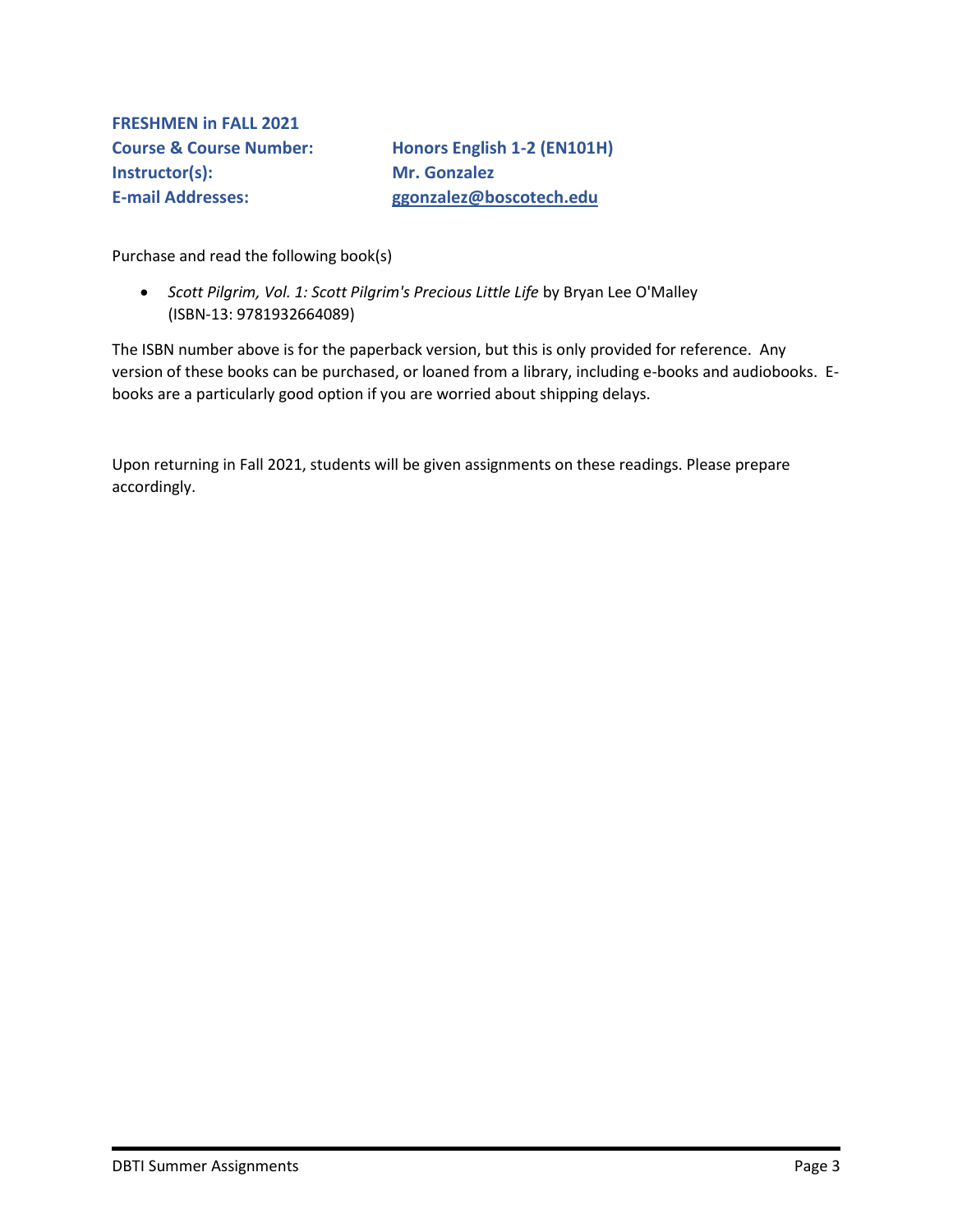**FRESHMEN in FALL 2021**

| | |
|---|---|
| **Course & Course Number:** | **Honors English 1-2 (EN101H)** |
| **Instructor(s):** | **Mr. Gonzalez** |
| **E-mail Addresses:** | **ggonzalez@boscotech.edu** |

Purchase and read the following book(s)

- *Scott Pilgrim, Vol. 1: Scott Pilgrim's Precious Little Life* by Bryan Lee O'Malley (ISBN-13: 9781932664089)

The ISBN number above is for the paperback version, but this is only provided for reference. Any version of these books can be purchased, or loaned from a library, including e-books and audiobooks. E-books are a particularly good option if you are worried about shipping delays.

Upon returning in Fall 2021, students will be given assignments on these readings. Please prepare accordingly.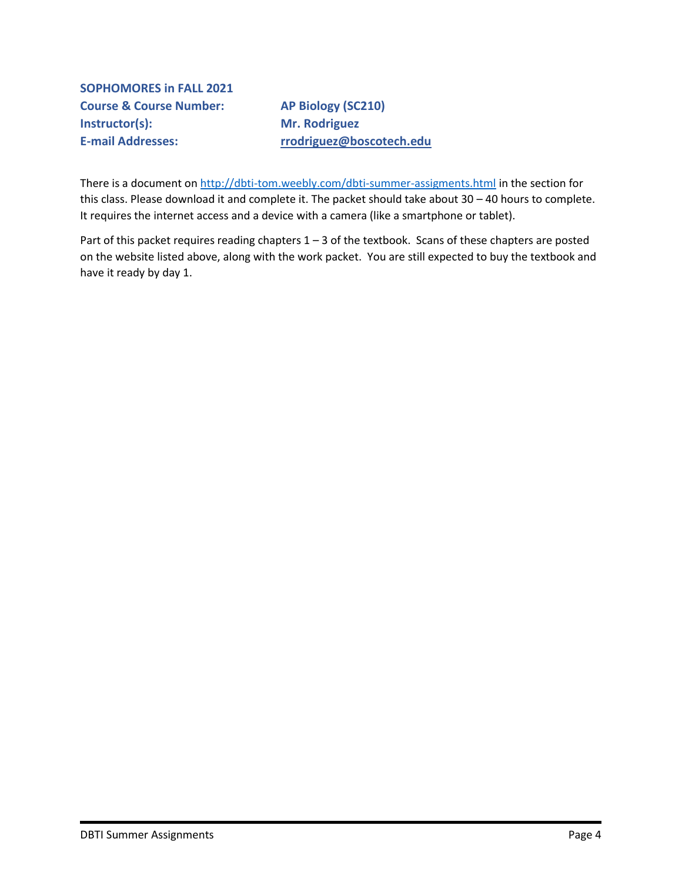**SOPHOMORES in FALL 2021**

**Course & Course Number:** **AP Biology (SC210)**
**Instructor(s):** **Mr. Rodriguez**
**E-mail Addresses:** **rrodriguez@boscotech.edu**

There is a document on http://dbti-tom.weebly.com/dbti-summer-assigments.html in the section for this class. Please download it and complete it. The packet should take about 30 – 40 hours to complete. It requires the internet access and a device with a camera (like a smartphone or tablet).

Part of this packet requires reading chapters 1 – 3 of the textbook. Scans of these chapters are posted on the website listed above, along with the work packet. You are still expected to buy the textbook and have it ready by day 1.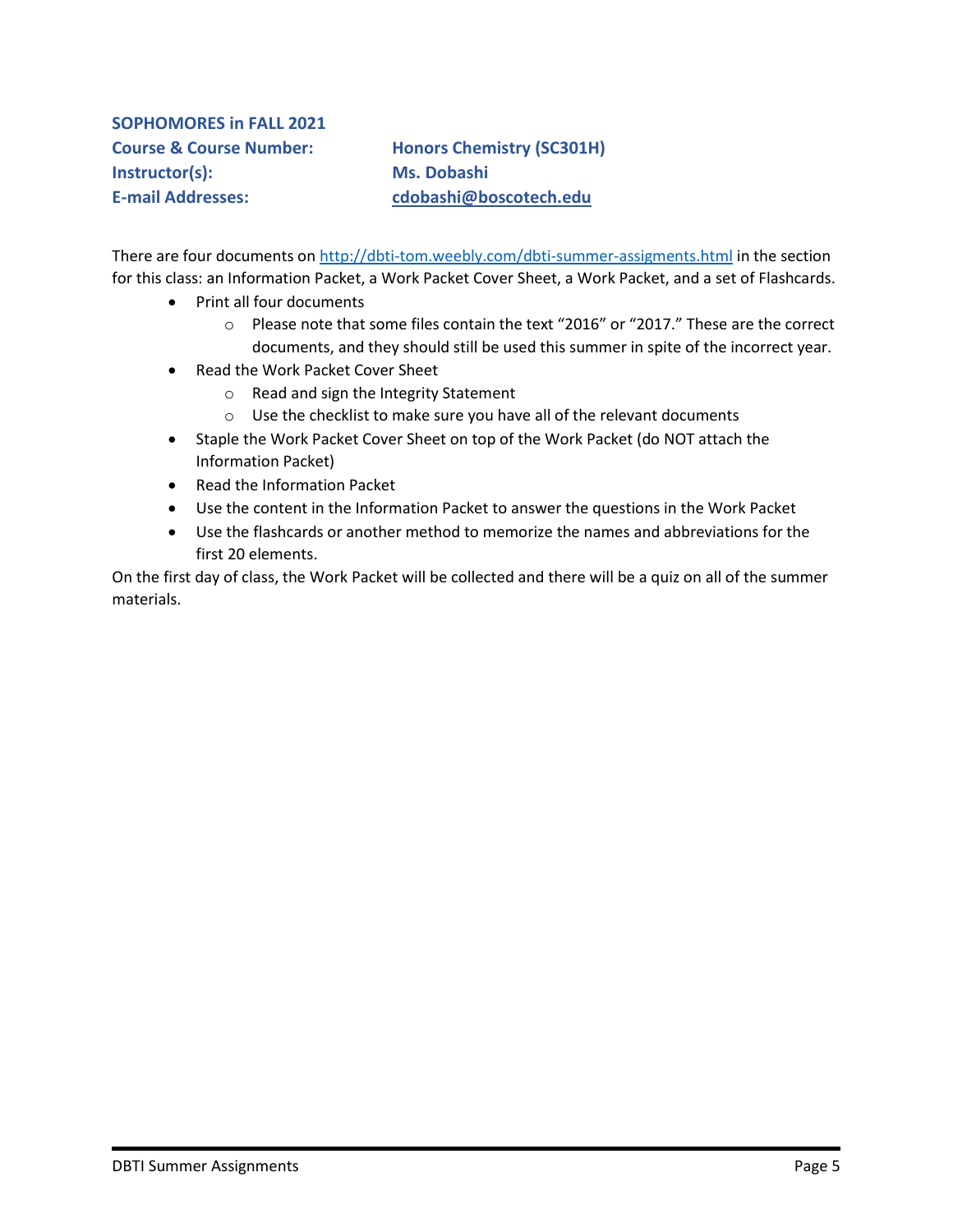**SOPHOMORES in FALL 2021**

**Course & Course Number:** **Honors Chemistry (SC301H)**
**Instructor(s):** **Ms. Dobashi**
**E-mail Addresses:** **cdobashi@boscotech.edu**

There are four documents on http://dbti-tom.weebly.com/dbti-summer-assigments.html in the section for this class: an Information Packet, a Work Packet Cover Sheet, a Work Packet, and a set of Flashcards.

- Print all four documents
    - Please note that some files contain the text "2016" or "2017." These are the correct documents, and they should still be used this summer in spite of the incorrect year.
- Read the Work Packet Cover Sheet
    - Read and sign the Integrity Statement
    - Use the checklist to make sure you have all of the relevant documents
- Staple the Work Packet Cover Sheet on top of the Work Packet (do NOT attach the Information Packet)
- Read the Information Packet
- Use the content in the Information Packet to answer the questions in the Work Packet
- Use the flashcards or another method to memorize the names and abbreviations for the first 20 elements.

On the first day of class, the Work Packet will be collected and there will be a quiz on all of the summer materials.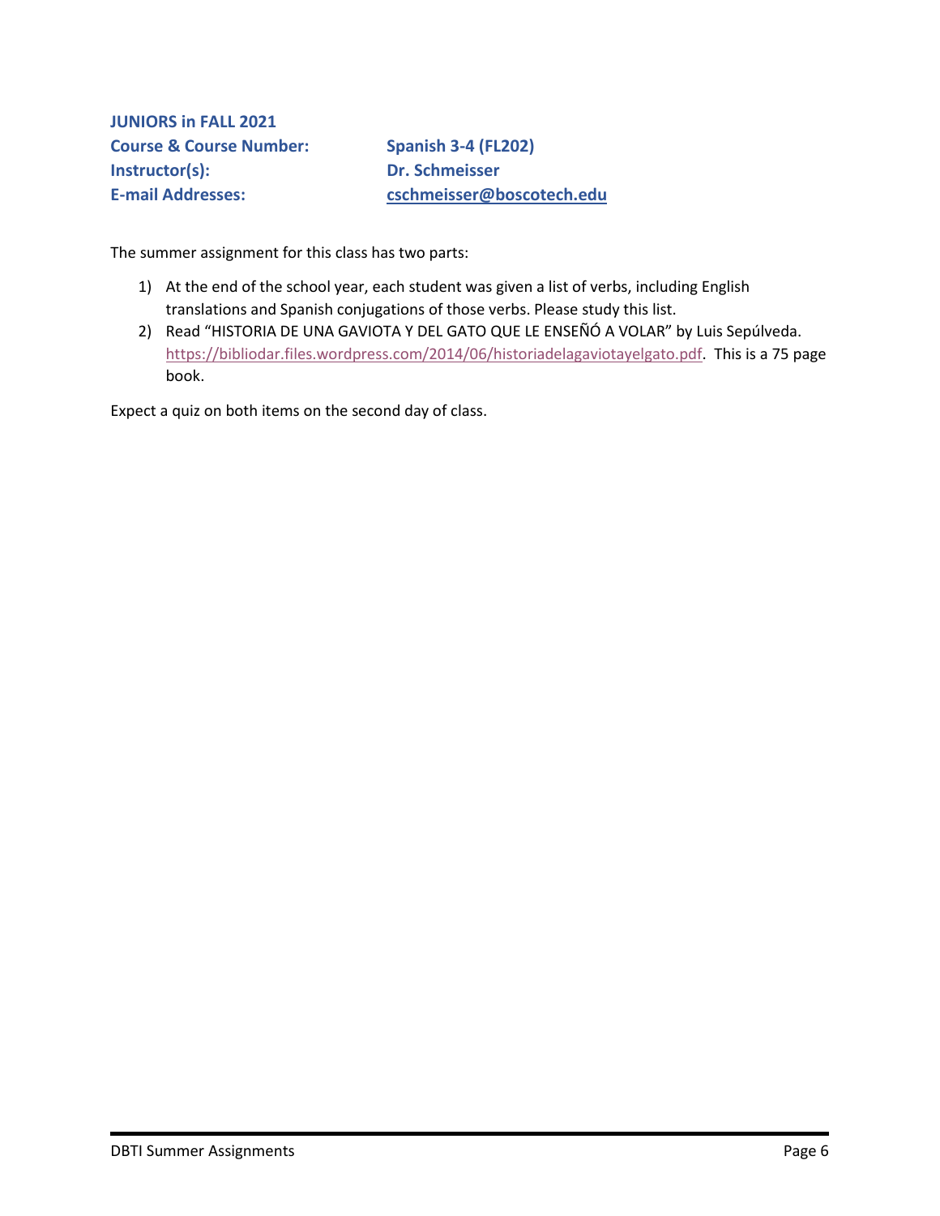**JUNIORS in FALL 2021**

**Course & Course Number:** **Spanish 3-4 (FL202)**
**Instructor(s):** **Dr. Schmeisser**
**E-mail Addresses:** **cschmeisser@boscotech.edu**

The summer assignment for this class has two parts:

1) At the end of the school year, each student was given a list of verbs, including English translations and Spanish conjugations of those verbs. Please study this list.
2) Read "HISTORIA DE UNA GAVIOTA Y DEL GATO QUE LE ENSEÑÓ A VOLAR" by Luis Sepúlveda. https://bibliodar.files.wordpress.com/2014/06/historiadelagaviotayelgato.pdf. This is a 75 page book.

Expect a quiz on both items on the second day of class.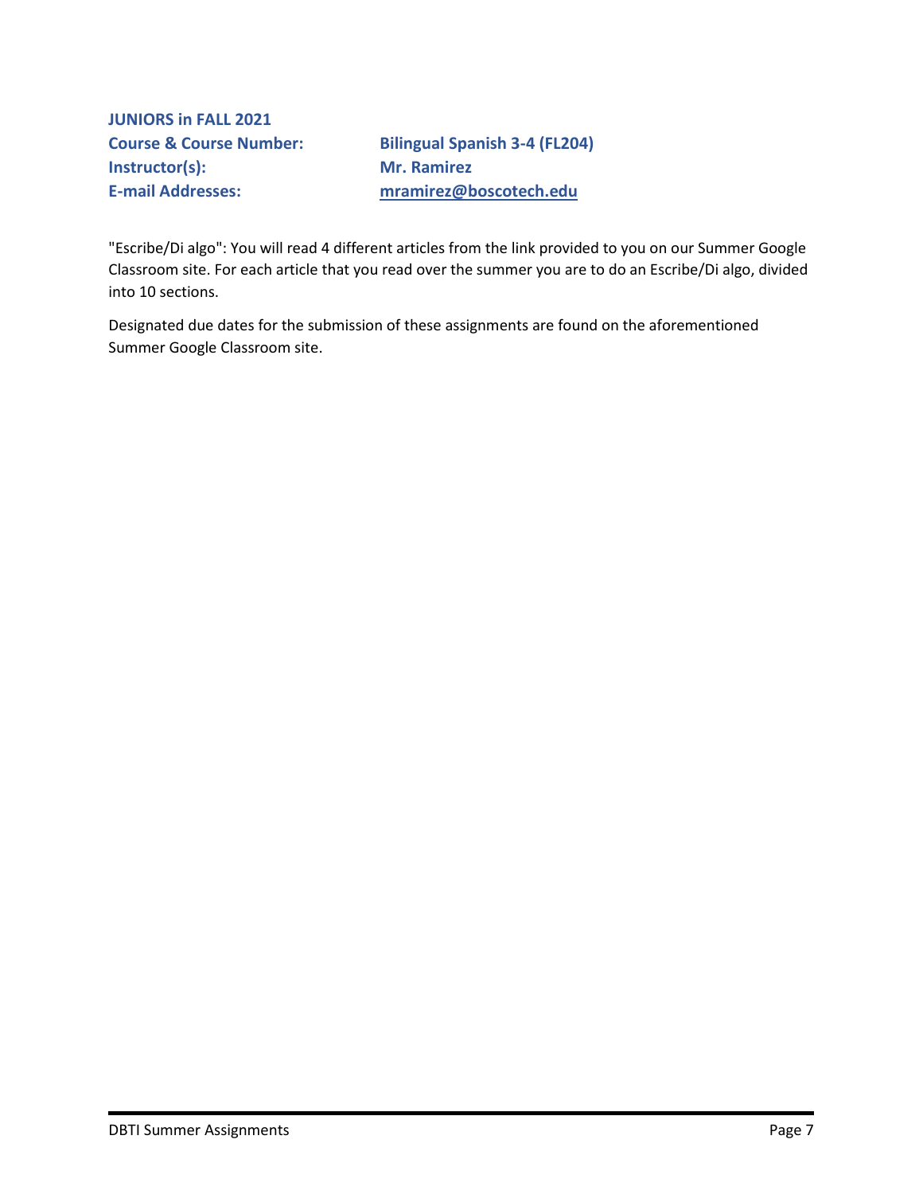**JUNIORS in FALL 2021**

| | |
|---|---|
| **Course & Course Number:** | **Bilingual Spanish 3-4 (FL204)** |
| **Instructor(s):** | **Mr. Ramirez** |
| **E-mail Addresses:** | **mramirez@boscotech.edu** |

"Escribe/Di algo": You will read 4 different articles from the link provided to you on our Summer Google Classroom site. For each article that you read over the summer you are to do an Escribe/Di algo, divided into 10 sections.

Designated due dates for the submission of these assignments are found on the aforementioned Summer Google Classroom site.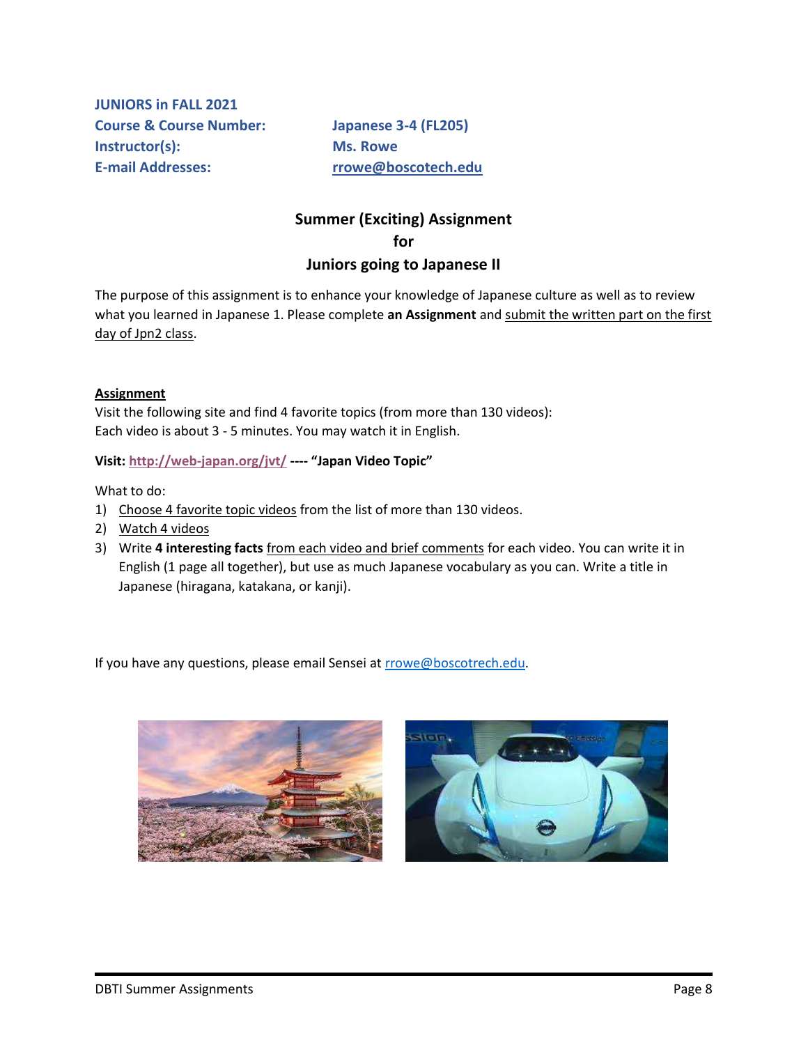**JUNIORS in FALL 2021**

**Course & Course Number:** **Japanese 3-4 (FL205)**

**Instructor(s):** **Ms. Rowe**

**E-mail Addresses:** **rrowe@boscotech.edu**

## Summer (Exciting) Assignment for Juniors going to Japanese II

The purpose of this assignment is to enhance your knowledge of Japanese culture as well as to review what you learned in Japanese 1. Please complete **an Assignment** and submit the written part on the first day of Jpn2 class.

### Assignment

Visit the following site and find 4 favorite topics (from more than 130 videos):
Each video is about 3 - 5 minutes. You may watch it in English.

**Visit: http://web-japan.org/jvt/ ---- "Japan Video Topic"**

What to do:

1) Choose 4 favorite topic videos from the list of more than 130 videos.
2) Watch 4 videos
3) Write **4 interesting facts** from each video and brief comments for each video. You can write it in English (1 page all together), but use as much Japanese vocabulary as you can. Write a title in Japanese (hiragana, katakana, or kanji).

If you have any questions, please email Sensei at rrowe@boscotrech.edu.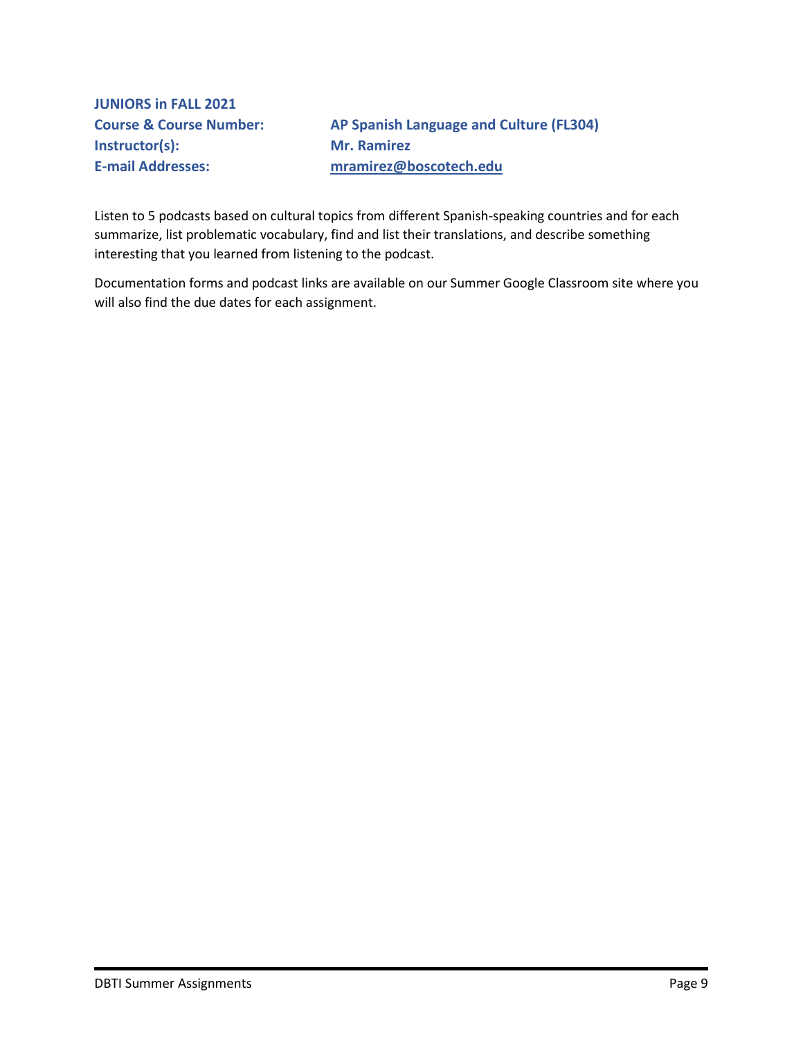**JUNIORS in FALL 2021**

**Course & Course Number:** **AP Spanish Language and Culture (FL304)**
**Instructor(s):** **Mr. Ramirez**
**E-mail Addresses:** **mramirez@boscotech.edu**

Listen to 5 podcasts based on cultural topics from different Spanish-speaking countries and for each summarize, list problematic vocabulary, find and list their translations, and describe something interesting that you learned from listening to the podcast.

Documentation forms and podcast links are available on our Summer Google Classroom site where you will also find the due dates for each assignment.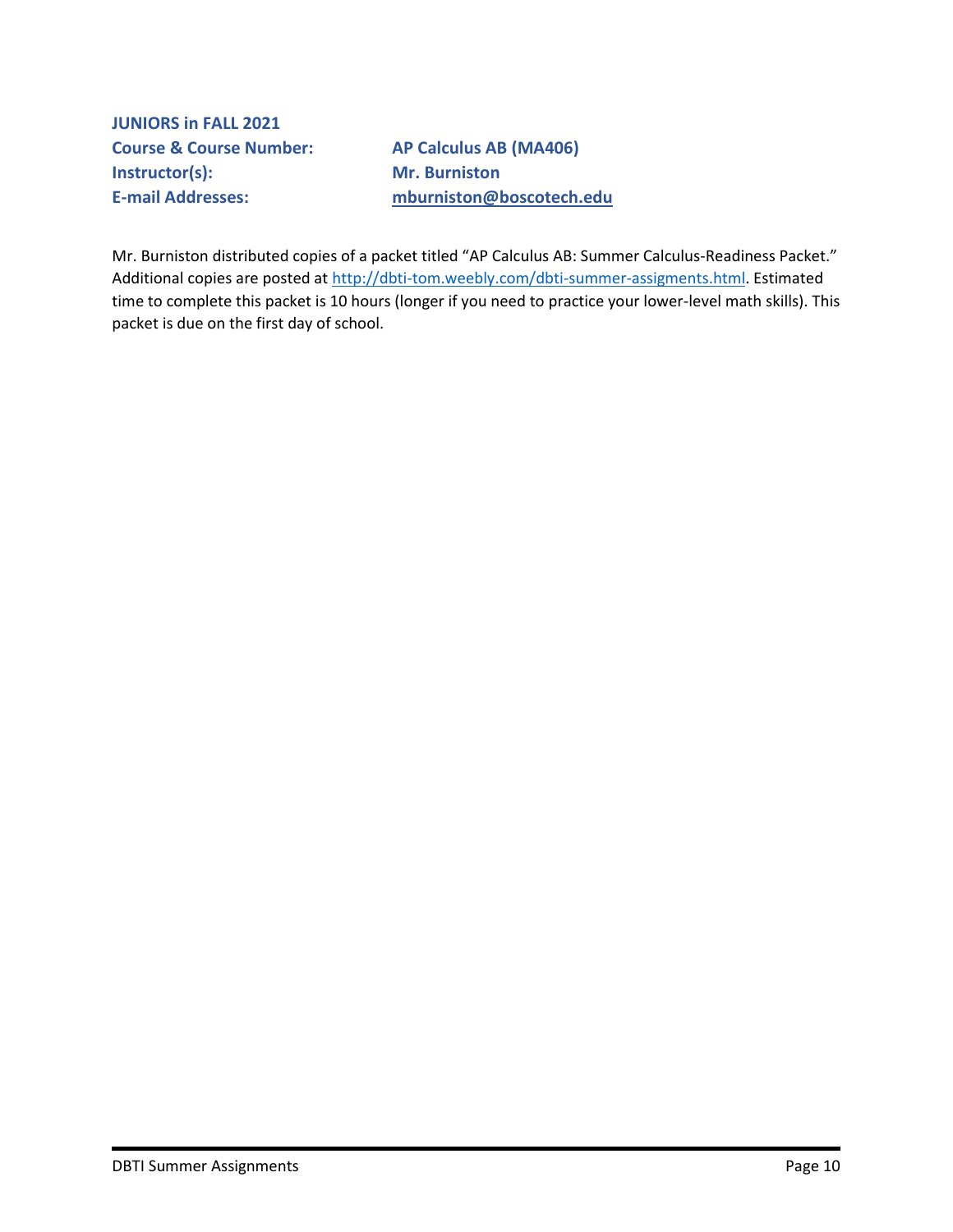**JUNIORS in FALL 2021**

**Course & Course Number:** **AP Calculus AB (MA406)**
**Instructor(s):** **Mr. Burniston**
**E-mail Addresses:** **mburniston@boscotech.edu**

Mr. Burniston distributed copies of a packet titled "AP Calculus AB: Summer Calculus-Readiness Packet." Additional copies are posted at [http://dbti-tom.weebly.com/dbti-summer-assigments.html](http://dbti-tom.weebly.com/dbti-summer-assigments.html). Estimated time to complete this packet is 10 hours (longer if you need to practice your lower-level math skills). This packet is due on the first day of school.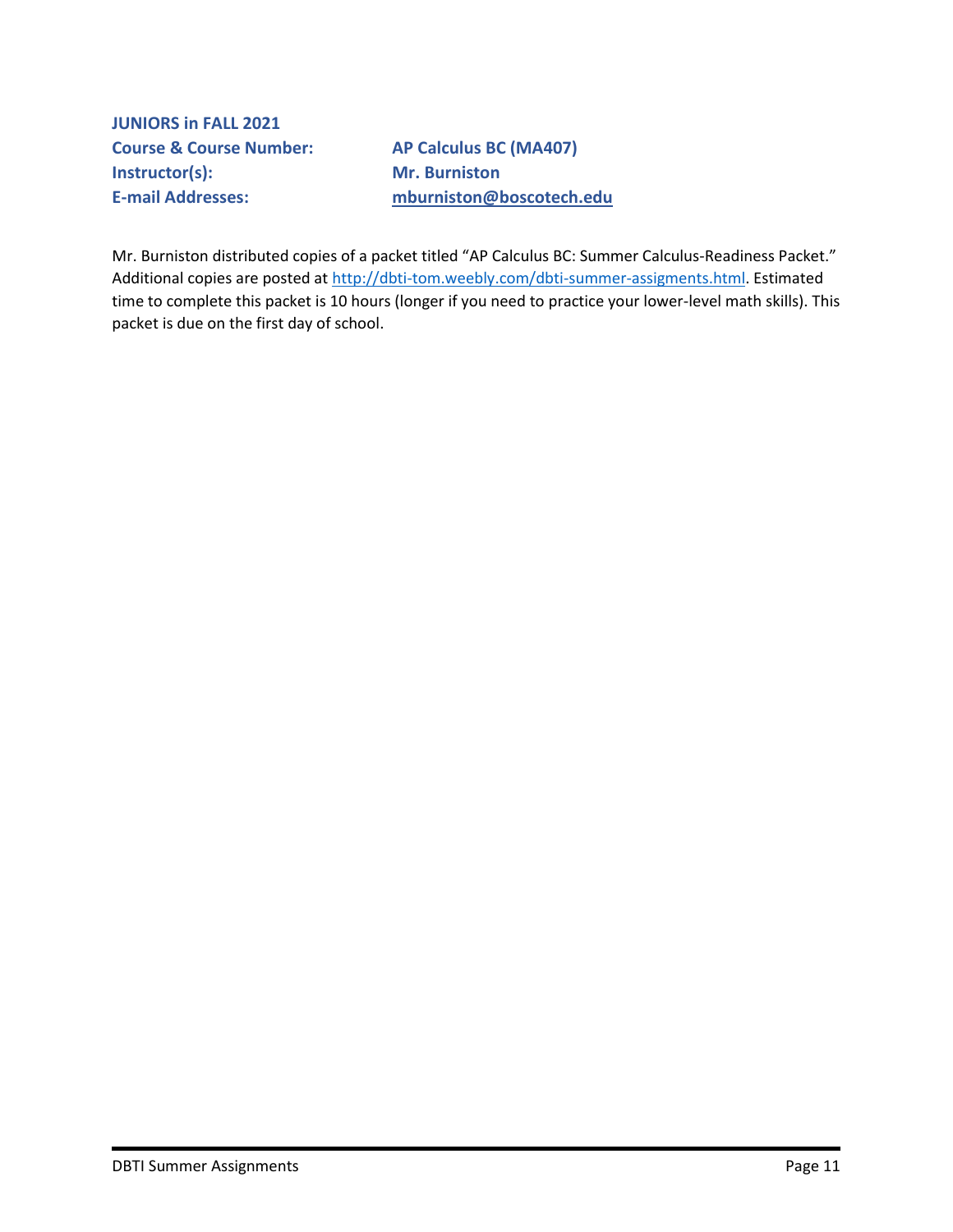**JUNIORS in FALL 2021**

**Course & Course Number:** **AP Calculus BC (MA407)**

**Instructor(s):** **Mr. Burniston**

**E-mail Addresses:** **[mburniston@boscotech.edu](mailto:mburniston@boscotech.edu)**

Mr. Burniston distributed copies of a packet titled "AP Calculus BC: Summer Calculus-Readiness Packet." Additional copies are posted at [http://dbti-tom.weebly.com/dbti-summer-assigments.html](http://dbti-tom.weebly.com/dbti-summer-assigments.html). Estimated time to complete this packet is 10 hours (longer if you need to practice your lower-level math skills). This packet is due on the first day of school.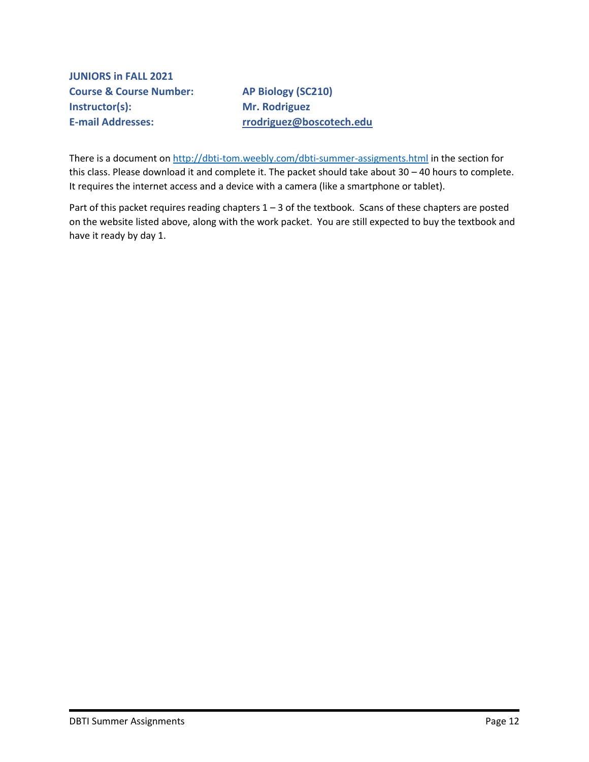**JUNIORS in FALL 2021**

| | |
|---|---|
| **Course & Course Number:** | **AP Biology (SC210)** |
| **Instructor(s):** | **Mr. Rodriguez** |
| **E-mail Addresses:** | **rrodriguez@boscotech.edu** |

There is a document on http://dbti-tom.weebly.com/dbti-summer-assigments.html in the section for this class. Please download it and complete it. The packet should take about 30 – 40 hours to complete. It requires the internet access and a device with a camera (like a smartphone or tablet).

Part of this packet requires reading chapters 1 – 3 of the textbook. Scans of these chapters are posted on the website listed above, along with the work packet. You are still expected to buy the textbook and have it ready by day 1.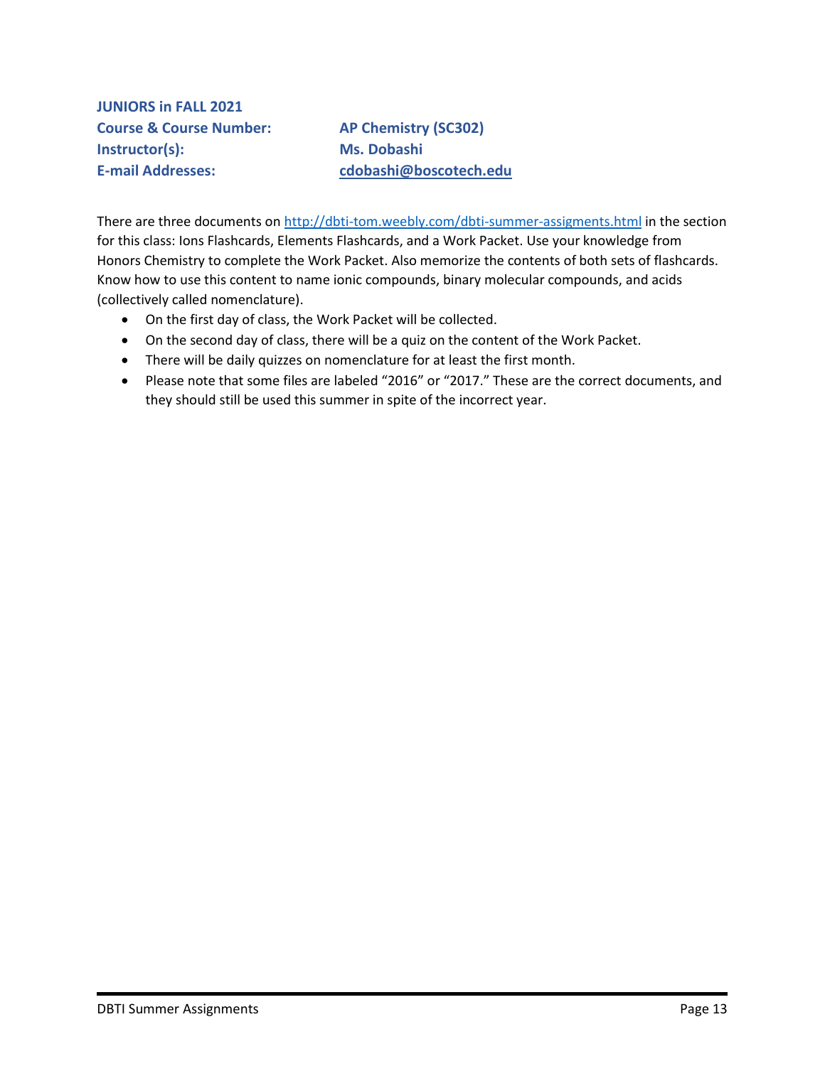**JUNIORS in FALL 2021**

**Course & Course Number:** **AP Chemistry (SC302)**

**Instructor(s):** **Ms. Dobashi**

**E-mail Addresses:** **cdobashi@boscotech.edu**

There are three documents on http://dbti-tom.weebly.com/dbti-summer-assigments.html in the section for this class: Ions Flashcards, Elements Flashcards, and a Work Packet. Use your knowledge from Honors Chemistry to complete the Work Packet. Also memorize the contents of both sets of flashcards. Know how to use this content to name ionic compounds, binary molecular compounds, and acids (collectively called nomenclature).

- On the first day of class, the Work Packet will be collected.
- On the second day of class, there will be a quiz on the content of the Work Packet.
- There will be daily quizzes on nomenclature for at least the first month.
- Please note that some files are labeled "2016" or "2017." These are the correct documents, and they should still be used this summer in spite of the incorrect year.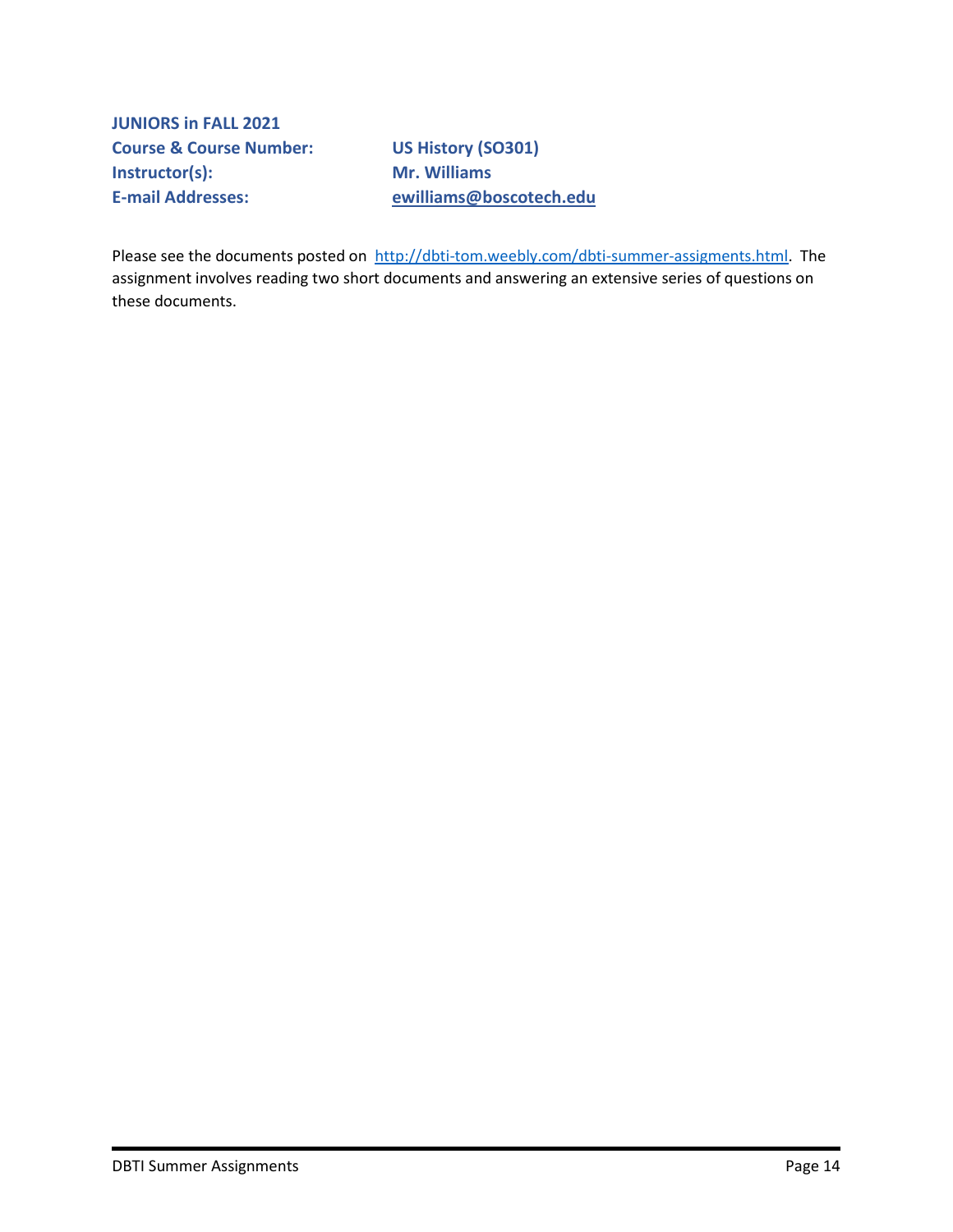**JUNIORS in FALL 2021**

| | |
|---|---|
| **Course & Course Number:** | **US History (SO301)** |
| **Instructor(s):** | **Mr. Williams** |
| **E-mail Addresses:** | **ewilliams@boscotech.edu** |

Please see the documents posted on http://dbti-tom.weebly.com/dbti-summer-assigments.html. The assignment involves reading two short documents and answering an extensive series of questions on these documents.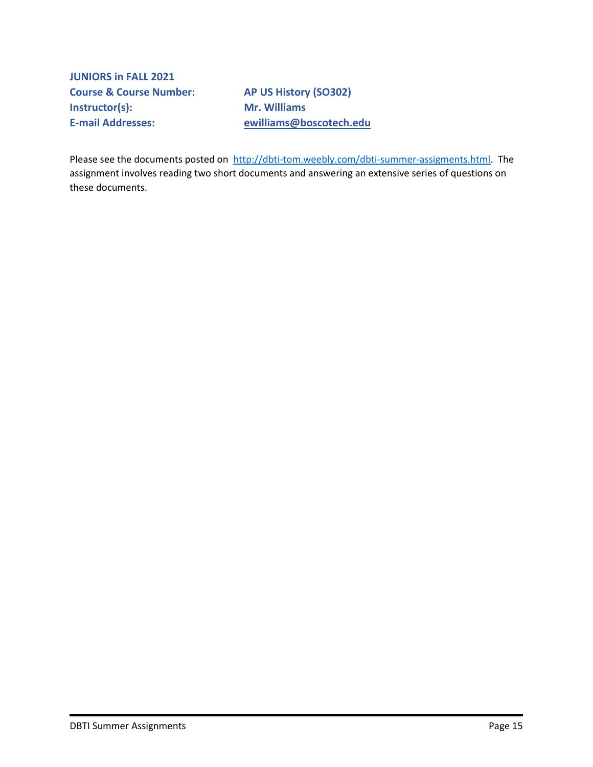**JUNIORS in FALL 2021**

**Course & Course Number:** **AP US History (SO302)**
**Instructor(s):** **Mr. Williams**
**E-mail Addresses:** **ewilliams@boscotech.edu**

Please see the documents posted on http://dbti-tom.weebly.com/dbti-summer-assigments.html. The assignment involves reading two short documents and answering an extensive series of questions on these documents.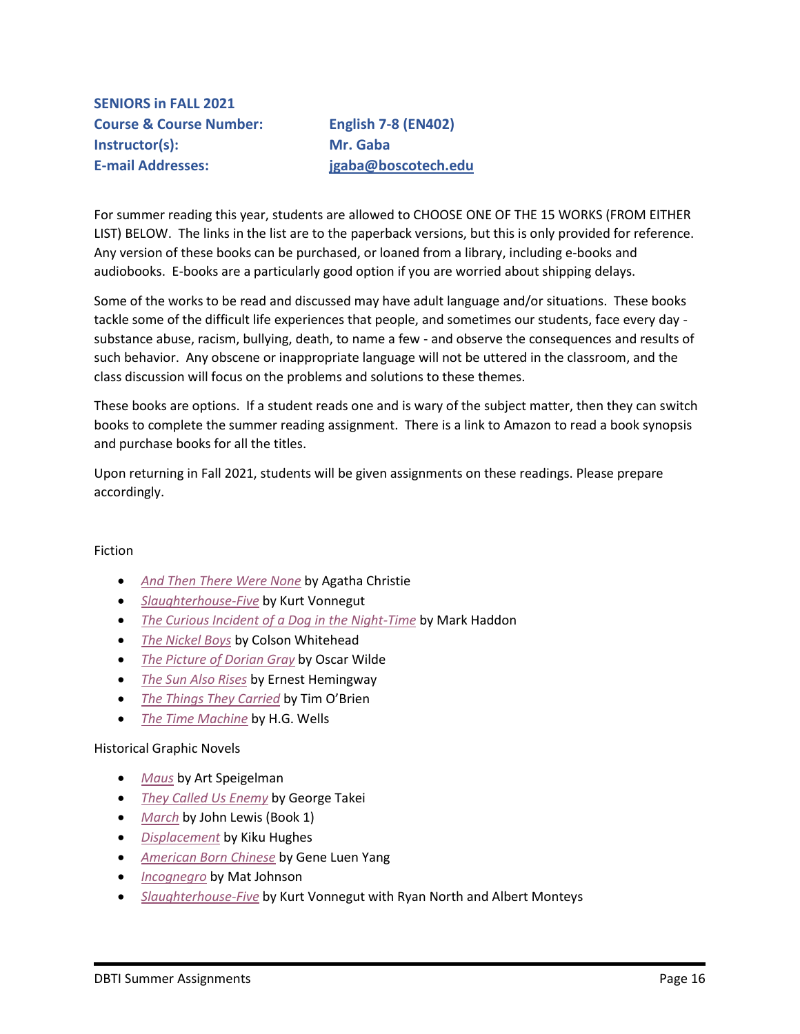**SENIORS in FALL 2021**

**Course & Course Number:** **English 7-8 (EN402)**
**Instructor(s):** **Mr. Gaba**
**E-mail Addresses:** **jgaba@boscotech.edu**

For summer reading this year, students are allowed to CHOOSE ONE OF THE 15 WORKS (FROM EITHER LIST) BELOW. The links in the list are to the paperback versions, but this is only provided for reference. Any version of these books can be purchased, or loaned from a library, including e-books and audiobooks. E-books are a particularly good option if you are worried about shipping delays.

Some of the works to be read and discussed may have adult language and/or situations. These books tackle some of the difficult life experiences that people, and sometimes our students, face every day - substance abuse, racism, bullying, death, to name a few - and observe the consequences and results of such behavior. Any obscene or inappropriate language will not be uttered in the classroom, and the class discussion will focus on the problems and solutions to these themes.

These books are options. If a student reads one and is wary of the subject matter, then they can switch books to complete the summer reading assignment. There is a link to Amazon to read a book synopsis and purchase books for all the titles.

Upon returning in Fall 2021, students will be given assignments on these readings. Please prepare accordingly.

Fiction

- *And Then There Were None* by Agatha Christie
- *Slaughterhouse-Five* by Kurt Vonnegut
- *The Curious Incident of a Dog in the Night-Time* by Mark Haddon
- *The Nickel Boys* by Colson Whitehead
- *The Picture of Dorian Gray* by Oscar Wilde
- *The Sun Also Rises* by Ernest Hemingway
- *The Things They Carried* by Tim O'Brien
- *The Time Machine* by H.G. Wells

Historical Graphic Novels

- *Maus* by Art Speigelman
- *They Called Us Enemy* by George Takei
- *March* by John Lewis (Book 1)
- *Displacement* by Kiku Hughes
- *American Born Chinese* by Gene Luen Yang
- *Incognegro* by Mat Johnson
- *Slaughterhouse-Five* by Kurt Vonnegut with Ryan North and Albert Monteys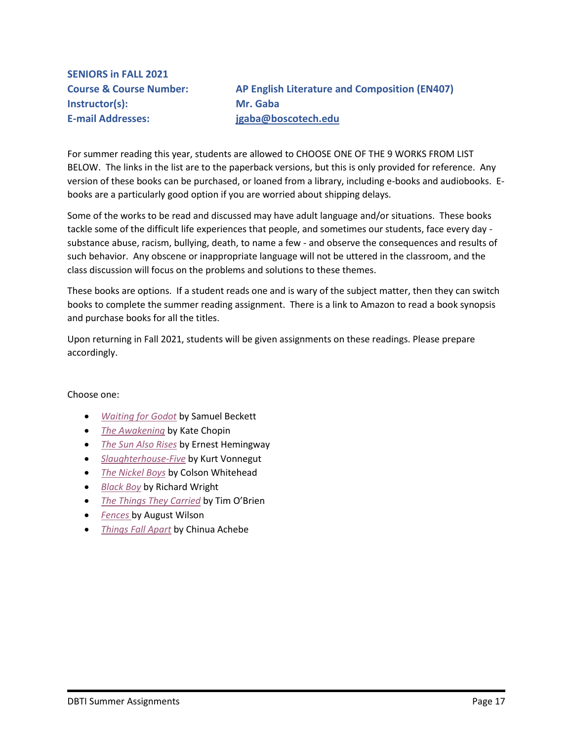**SENIORS in FALL 2021**

**Course & Course Number:** **AP English Literature and Composition (EN407)**
**Instructor(s):** **Mr. Gaba**
**E-mail Addresses:** **jgaba@boscotech.edu**

For summer reading this year, students are allowed to CHOOSE ONE OF THE 9 WORKS FROM LIST BELOW. The links in the list are to the paperback versions, but this is only provided for reference. Any version of these books can be purchased, or loaned from a library, including e-books and audiobooks. E-books are a particularly good option if you are worried about shipping delays.

Some of the works to be read and discussed may have adult language and/or situations. These books tackle some of the difficult life experiences that people, and sometimes our students, face every day - substance abuse, racism, bullying, death, to name a few - and observe the consequences and results of such behavior. Any obscene or inappropriate language will not be uttered in the classroom, and the class discussion will focus on the problems and solutions to these themes.

These books are options. If a student reads one and is wary of the subject matter, then they can switch books to complete the summer reading assignment. There is a link to Amazon to read a book synopsis and purchase books for all the titles.

Upon returning in Fall 2021, students will be given assignments on these readings. Please prepare accordingly.

Choose one:

- *Waiting for Godot* by Samuel Beckett
- *The Awakening* by Kate Chopin
- *The Sun Also Rises* by Ernest Hemingway
- *Slaughterhouse-Five* by Kurt Vonnegut
- *The Nickel Boys* by Colson Whitehead
- *Black Boy* by Richard Wright
- *The Things They Carried* by Tim O'Brien
- *Fences* by August Wilson
- *Things Fall Apart* by Chinua Achebe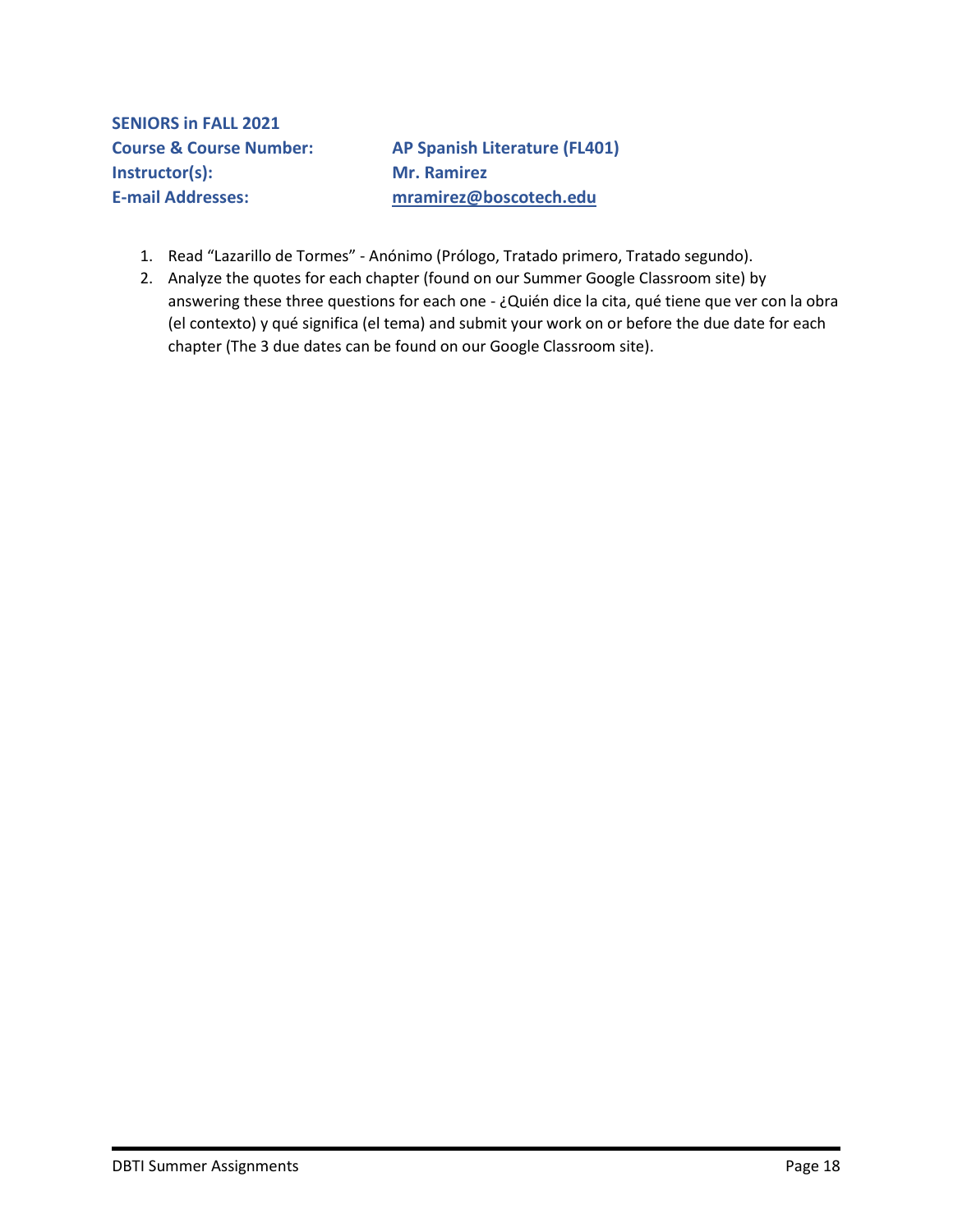**SENIORS in FALL 2021**

**Course & Course Number:** **AP Spanish Literature (FL401)**
**Instructor(s):** **Mr. Ramirez**
**E-mail Addresses:** **mramirez@boscotech.edu**

1. Read “Lazarillo de Tormes” - Anónimo (Prólogo, Tratado primero, Tratado segundo).
2. Analyze the quotes for each chapter (found on our Summer Google Classroom site) by answering these three questions for each one - ¿Quién dice la cita, qué tiene que ver con la obra (el contexto) y qué significa (el tema) and submit your work on or before the due date for each chapter (The 3 due dates can be found on our Google Classroom site).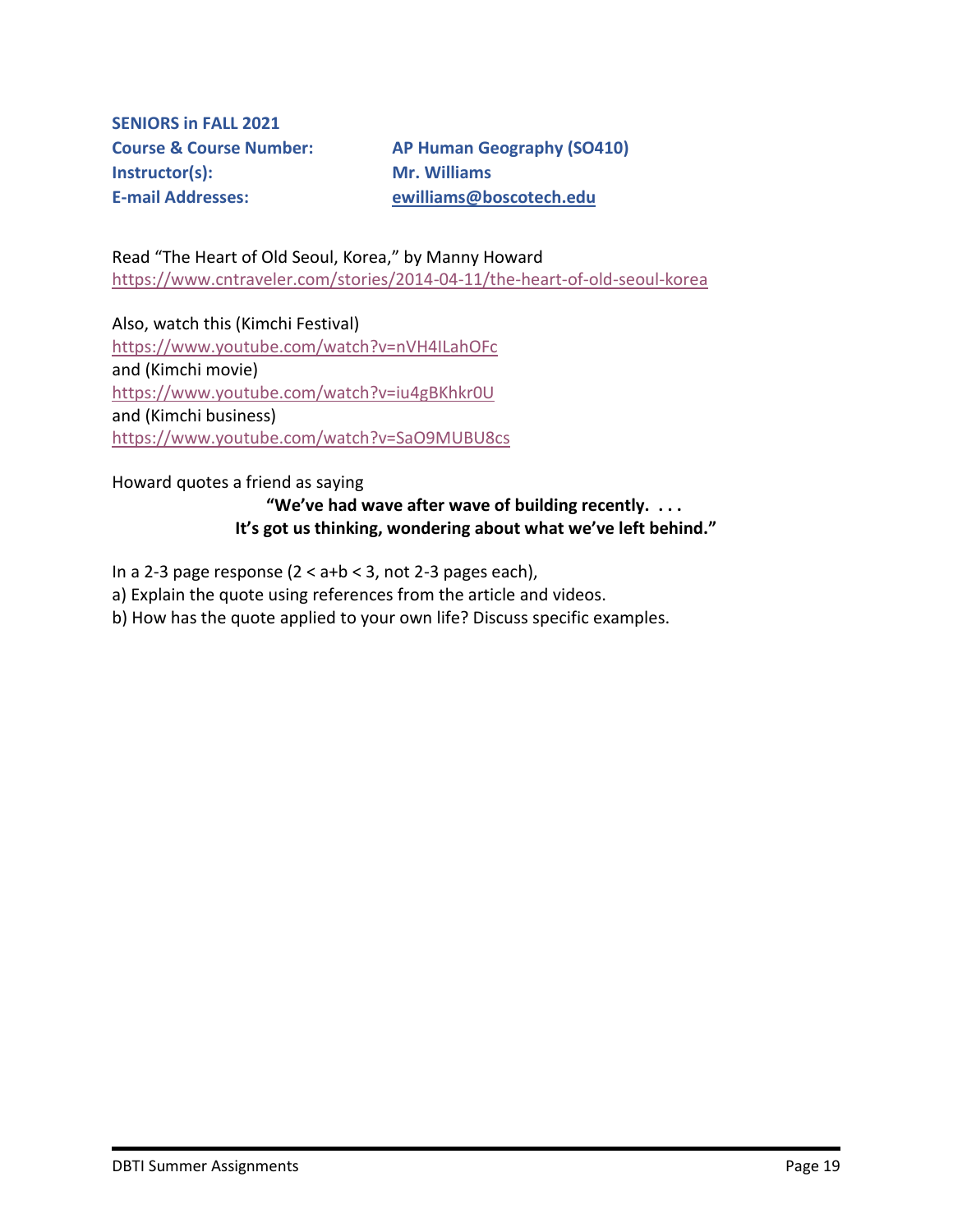**SENIORS in FALL 2021**

| | |
|---|---|
| **Course & Course Number:** | **AP Human Geography (SO410)** |
| **Instructor(s):** | **Mr. Williams** |
| **E-mail Addresses:** | **ewilliams@boscotech.edu** |

Read "The Heart of Old Seoul, Korea," by Manny Howard
https://www.cntraveler.com/stories/2014-04-11/the-heart-of-old-seoul-korea

Also, watch this (Kimchi Festival)
https://www.youtube.com/watch?v=nVH4ILahOFc
and (Kimchi movie)
https://www.youtube.com/watch?v=iu4gBKhkr0U
and (Kimchi business)
https://www.youtube.com/watch?v=SaO9MUBU8cs

Howard quotes a friend as saying

**"We've had wave after wave of building recently. . . .**
**It's got us thinking, wondering about what we've left behind."**

In a 2-3 page response ($2 < a+b < 3$, not 2-3 pages each),

a) Explain the quote using references from the article and videos.

b) How has the quote applied to your own life? Discuss specific examples.